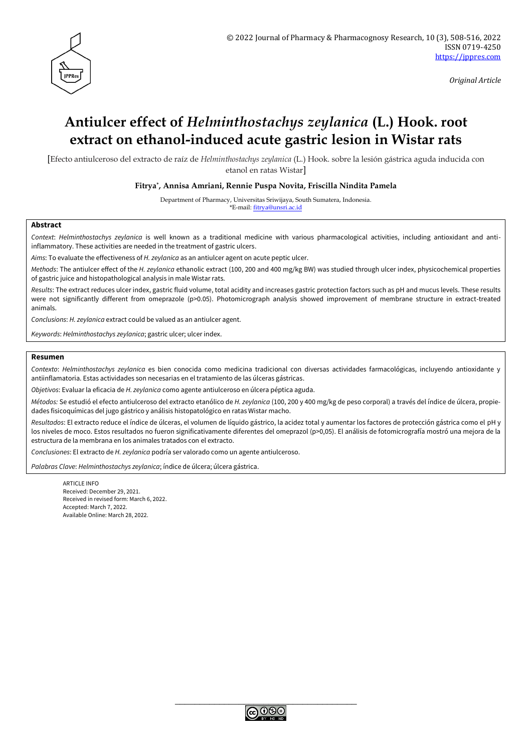*Original Article*

# Antiulcer effect of *Helminthostachys zeylanica* (L.) Hook. root extract on ethanol-induced acute gastric lesion in Wistar rats

[Efecto antiulceroso del extracto de raíz de *Helminthostachys zeylanica* (L.) Hook. sobre la lesión gástrica aguda inducida con etanol en ratas Wistar]

**Fitrya\*, Annisa Amriani, Rennie Puspa Novita, Friscilla Nindita Pamela**

Department of Pharmacy, Universitas Sriwijaya, South Sumatera, Indonesia.
\*E-mail: fitrya@unsri.ac.id

## Abstract

*Context*: *Helminthostachys zeylanica* is well known as a traditional medicine with various pharmacological activities, including antioxidant and anti-inflammatory. These activities are needed in the treatment of gastric ulcers.

*Aims*: To evaluate the effectiveness of *H. zeylanica* as an antiulcer agent on acute peptic ulcer.

*Methods*: The antiulcer effect of the *H. zeylanica* ethanolic extract (100, 200 and 400 mg/kg BW) was studied through ulcer index, physicochemical properties of gastric juice and histopathological analysis in male Wistar rats.

*Results*: The extract reduces ulcer index, gastric fluid volume, total acidity and increases gastric protection factors such as pH and mucus levels. These results were not significantly different from omeprazole ($p>0.05$). Photomicrograph analysis showed improvement of membrane structure in extract-treated animals.

*Conclusions*: *H. zeylanica* extract could be valued as an antiulcer agent.

*Keywords*: *Helminthostachys zeylanica*; gastric ulcer; ulcer index.

## Resumen

*Contexto*: *Helminthostachys zeylanica* es bien conocida como medicina tradicional con diversas actividades farmacológicas, incluyendo antioxidante y antiinflamatoria. Estas actividades son necesarias en el tratamiento de las úlceras gástricas.

*Objetivos*: Evaluar la eficacia de *H. zeylanica* como agente antiulceroso en úlcera péptica aguda.

*Métodos:* Se estudió el efecto antiulceroso del extracto etanólico de *H. zeylanica* (100, 200 y 400 mg/kg de peso corporal) a través del índice de úlcera, propiedades fisicoquímicas del jugo gástrico y análisis histopatológico en ratas Wistar macho.

*Resultados*: El extracto reduce el índice de úlceras, el volumen de líquido gástrico, la acidez total y aumentar los factores de protección gástrica como el pH y los niveles de moco. Estos resultados no fueron significativamente diferentes del omeprazol ($p>0,05$). El análisis de fotomicrografía mostró una mejora de la estructura de la membrana en los animales tratados con el extracto.

*Conclusiones*: El extracto de *H. zeylanica* podría ser valorado como un agente antiulceroso.

*Palabras Clave*: *Helminthostachys zeylanica*; índice de úlcera; úlcera gástrica.

ARTICLE INFO
Received: December 29, 2021.
Received in revised form: March 6, 2022.
Accepted: March 7, 2022.
Available Online: March 28, 2022.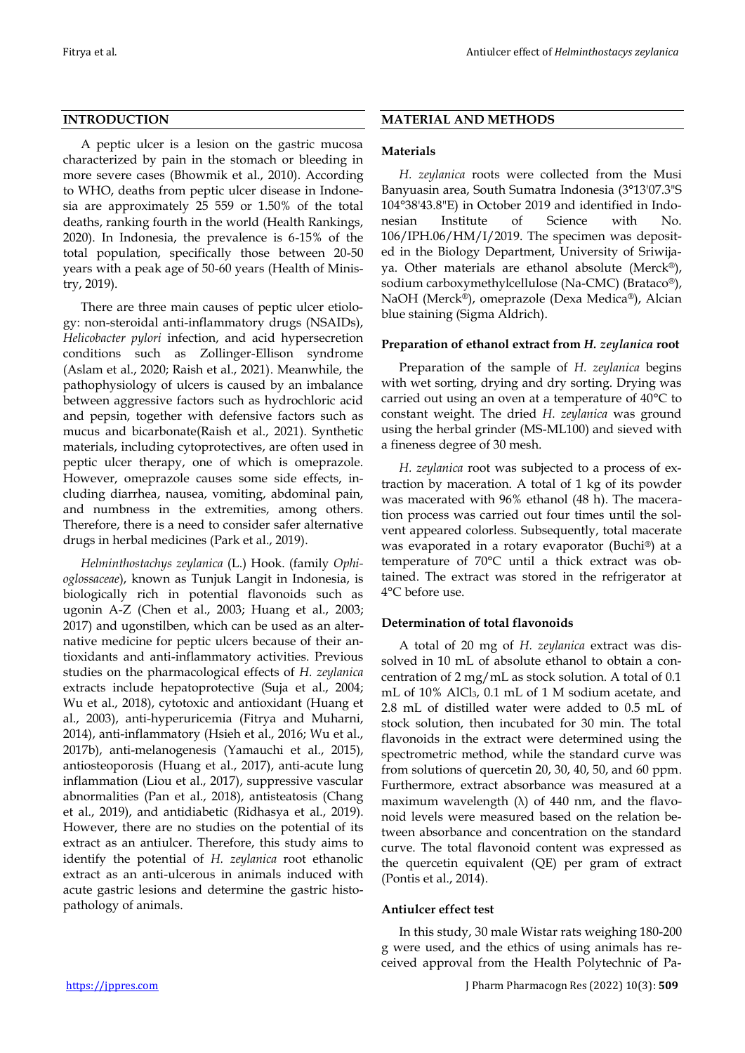## INTRODUCTION

A peptic ulcer is a lesion on the gastric mucosa characterized by pain in the stomach or bleeding in more severe cases (Bhowmik et al., 2010). According to WHO, deaths from peptic ulcer disease in Indonesia are approximately 25 559 or 1.50% of the total deaths, ranking fourth in the world (Health Rankings, 2020). In Indonesia, the prevalence is 6-15% of the total population, specifically those between 20-50 years with a peak age of 50-60 years (Health of Ministry, 2019).

There are three main causes of peptic ulcer etiology: non-steroidal anti-inflammatory drugs (NSAIDs), *Helicobacter pylori* infection, and acid hypersecretion conditions such as Zollinger-Ellison syndrome (Aslam et al., 2020; Raish et al., 2021). Meanwhile, the pathophysiology of ulcers is caused by an imbalance between aggressive factors such as hydrochloric acid and pepsin, together with defensive factors such as mucus and bicarbonate(Raish et al., 2021). Synthetic materials, including cytoprotectives, are often used in peptic ulcer therapy, one of which is omeprazole. However, omeprazole causes some side effects, including diarrhea, nausea, vomiting, abdominal pain, and numbness in the extremities, among others. Therefore, there is a need to consider safer alternative drugs in herbal medicines (Park et al., 2019).

*Helminthostachys zeylanica* (L.) Hook. (family *Ophioglossaceae*), known as Tunjuk Langit in Indonesia, is biologically rich in potential flavonoids such as ugonin A-Z (Chen et al., 2003; Huang et al., 2003; 2017) and ugonstilben, which can be used as an alternative medicine for peptic ulcers because of their antioxidants and anti-inflammatory activities. Previous studies on the pharmacological effects of *H. zeylanica* extracts include hepatoprotective (Suja et al., 2004; Wu et al., 2018), cytotoxic and antioxidant (Huang et al., 2003), anti-hyperuricemia (Fitrya and Muharni, 2014), anti-inflammatory (Hsieh et al., 2016; Wu et al., 2017b), anti-melanogenesis (Yamauchi et al., 2015), antiosteoporosis (Huang et al., 2017), anti-acute lung inflammation (Liou et al., 2017), suppressive vascular abnormalities (Pan et al., 2018), antisteatosis (Chang et al., 2019), and antidiabetic (Ridhasya et al., 2019). However, there are no studies on the potential of its extract as an antiulcer. Therefore, this study aims to identify the potential of *H. zeylanica* root ethanolic extract as an anti-ulcerous in animals induced with acute gastric lesions and determine the gastric histopathology of animals.

## MATERIAL AND METHODS

### Materials

*H. zeylanica* roots were collected from the Musi Banyuasin area, South Sumatra Indonesia (3°13'07.3"S 104°38'43.8"E) in October 2019 and identified in Indonesian Institute of Science with No. 106/IPH.06/HM/I/2019. The specimen was deposited in the Biology Department, University of Sriwijaya. Other materials are ethanol absolute (Merck®), sodium carboxymethylcellulose (Na-CMC) (Brataco®), NaOH (Merck®), omeprazole (Dexa Medica®), Alcian blue staining (Sigma Aldrich).

### Preparation of ethanol extract from *H. zeylanica* root

Preparation of the sample of *H. zeylanica* begins with wet sorting, drying and dry sorting. Drying was carried out using an oven at a temperature of 40°C to constant weight. The dried *H. zeylanica* was ground using the herbal grinder (MS-ML100) and sieved with a fineness degree of 30 mesh.

*H. zeylanica* root was subjected to a process of extraction by maceration. A total of 1 kg of its powder was macerated with 96% ethanol (48 h). The maceration process was carried out four times until the solvent appeared colorless. Subsequently, total macerate was evaporated in a rotary evaporator (Buchi®) at a temperature of 70°C until a thick extract was obtained. The extract was stored in the refrigerator at 4°C before use.

### Determination of total flavonoids

A total of 20 mg of *H. zeylanica* extract was dissolved in 10 mL of absolute ethanol to obtain a concentration of 2 mg/mL as stock solution. A total of 0.1 mL of 10% $AlCl_3$, 0.1 mL of 1 M sodium acetate, and 2.8 mL of distilled water were added to 0.5 mL of stock solution, then incubated for 30 min. The total flavonoids in the extract were determined using the spectrometric method, while the standard curve was from solutions of quercetin 20, 30, 40, 50, and 60 ppm. Furthermore, extract absorbance was measured at a maximum wavelength ($\lambda$) of 440 nm, and the flavonoid levels were measured based on the relation between absorbance and concentration on the standard curve. The total flavonoid content was expressed as the quercetin equivalent (QE) per gram of extract (Pontis et al., 2014).

### Antiulcer effect test

In this study, 30 male Wistar rats weighing 180-200 g were used, and the ethics of using animals has received approval from the Health Polytechnic of Pa-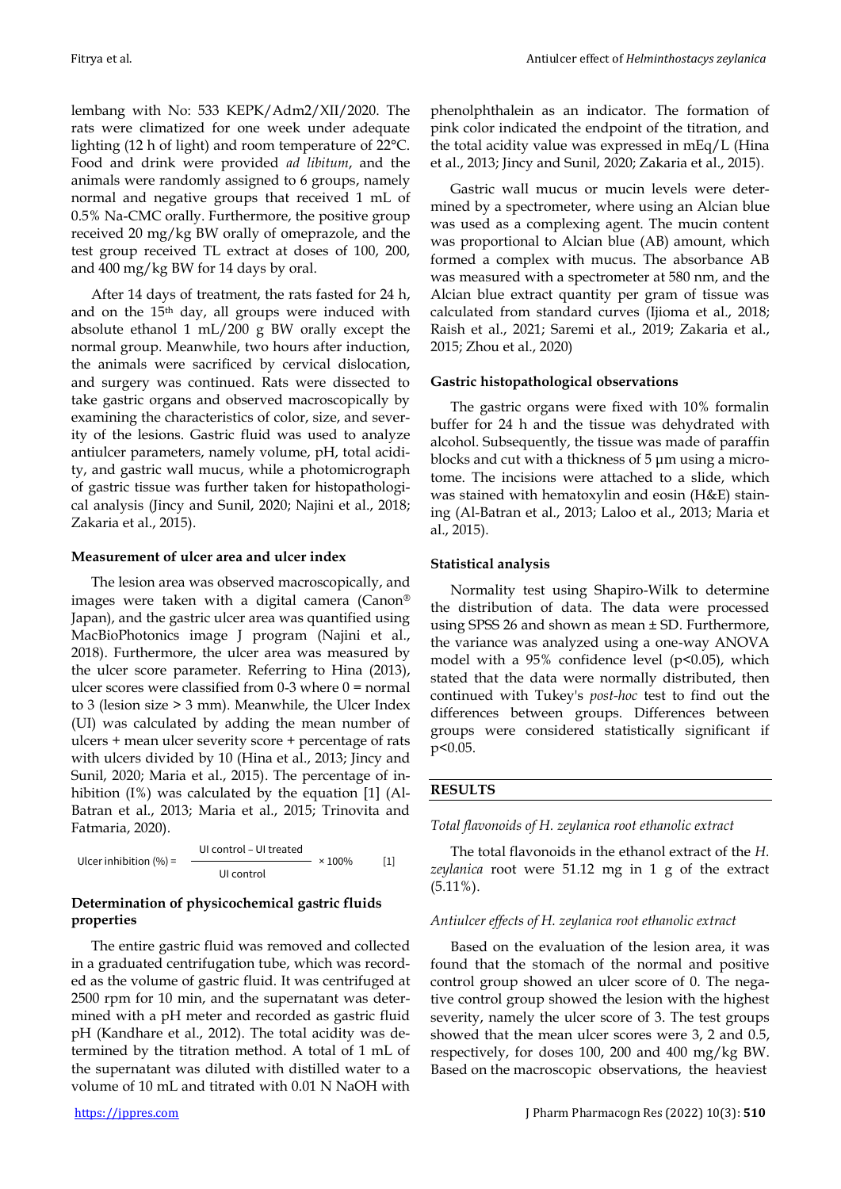lembang with No: 533 KEPK/Adm2/XII/2020. The rats were climatized for one week under adequate lighting (12 h of light) and room temperature of 22°C. Food and drink were provided *ad libitum*, and the animals were randomly assigned to 6 groups, namely normal and negative groups that received 1 mL of 0.5% Na-CMC orally. Furthermore, the positive group received 20 mg/kg BW orally of omeprazole, and the test group received TL extract at doses of 100, 200, and 400 mg/kg BW for 14 days by oral.

After 14 days of treatment, the rats fasted for 24 h, and on the 15th day, all groups were induced with absolute ethanol 1 mL/200 g BW orally except the normal group. Meanwhile, two hours after induction, the animals were sacrificed by cervical dislocation, and surgery was continued. Rats were dissected to take gastric organs and observed macroscopically by examining the characteristics of color, size, and severity of the lesions. Gastric fluid was used to analyze antiulcer parameters, namely volume, pH, total acidity, and gastric wall mucus, while a photomicrograph of gastric tissue was further taken for histopathological analysis (Jincy and Sunil, 2020; Najini et al., 2018; Zakaria et al., 2015).

### Measurement of ulcer area and ulcer index

The lesion area was observed macroscopically, and images were taken with a digital camera (Canon® Japan), and the gastric ulcer area was quantified using MacBioPhotonics image J program (Najini et al., 2018). Furthermore, the ulcer area was measured by the ulcer score parameter. Referring to Hina (2013), ulcer scores were classified from 0-3 where 0 = normal to 3 (lesion size > 3 mm). Meanwhile, the Ulcer Index (UI) was calculated by adding the mean number of ulcers + mean ulcer severity score + percentage of rats with ulcers divided by 10 (Hina et al., 2013; Jincy and Sunil, 2020; Maria et al., 2015). The percentage of inhibition (I%) was calculated by the equation [1] (Al-Batran et al., 2013; Maria et al., 2015; Trinovita and Fatmaria, 2020).

$$\text{Ulcer inhibition (\%)} = \frac{\text{UI control} - \text{UI treated}}{\text{UI control}} \times 100\% \qquad [1]$$

### Determination of physicochemical gastric fluids properties

The entire gastric fluid was removed and collected in a graduated centrifugation tube, which was recorded as the volume of gastric fluid. It was centrifuged at 2500 rpm for 10 min, and the supernatant was determined with a pH meter and recorded as gastric fluid pH (Kandhare et al., 2012). The total acidity was determined by the titration method. A total of 1 mL of the supernatant was diluted with distilled water to a volume of 10 mL and titrated with 0.01 N NaOH with phenolphthalein as an indicator. The formation of pink color indicated the endpoint of the titration, and the total acidity value was expressed in mEq/L (Hina et al., 2013; Jincy and Sunil, 2020; Zakaria et al., 2015).

Gastric wall mucus or mucin levels were determined by a spectrometer, where using an Alcian blue was used as a complexing agent. The mucin content was proportional to Alcian blue (AB) amount, which formed a complex with mucus. The absorbance AB was measured with a spectrometer at 580 nm, and the Alcian blue extract quantity per gram of tissue was calculated from standard curves (Ijioma et al., 2018; Raish et al., 2021; Saremi et al., 2019; Zakaria et al., 2015; Zhou et al., 2020)

### Gastric histopathological observations

The gastric organs were fixed with 10% formalin buffer for 24 h and the tissue was dehydrated with alcohol. Subsequently, the tissue was made of paraffin blocks and cut with a thickness of 5 µm using a microtome. The incisions were attached to a slide, which was stained with hematoxylin and eosin (H&E) staining (Al-Batran et al., 2013; Laloo et al., 2013; Maria et al., 2015).

### Statistical analysis

Normality test using Shapiro-Wilk to determine the distribution of data. The data were processed using SPSS 26 and shown as mean ± SD. Furthermore, the variance was analyzed using a one-way ANOVA model with a 95% confidence level ($p<0.05$), which stated that the data were normally distributed, then continued with Tukey's *post-hoc* test to find out the differences between groups. Differences between groups were considered statistically significant if $p<0.05$.

## RESULTS

*Total flavonoids of H. zeylanica root ethanolic extract*

The total flavonoids in the ethanol extract of the *H. zeylanica* root were 51.12 mg in 1 g of the extract (5.11%).

*Antiulcer effects of H. zeylanica root ethanolic extract*

Based on the evaluation of the lesion area, it was found that the stomach of the normal and positive control group showed an ulcer score of 0. The negative control group showed the lesion with the highest severity, namely the ulcer score of 3. The test groups showed that the mean ulcer scores were 3, 2 and 0.5, respectively, for doses 100, 200 and 400 mg/kg BW. Based on the macroscopic observations, the heaviest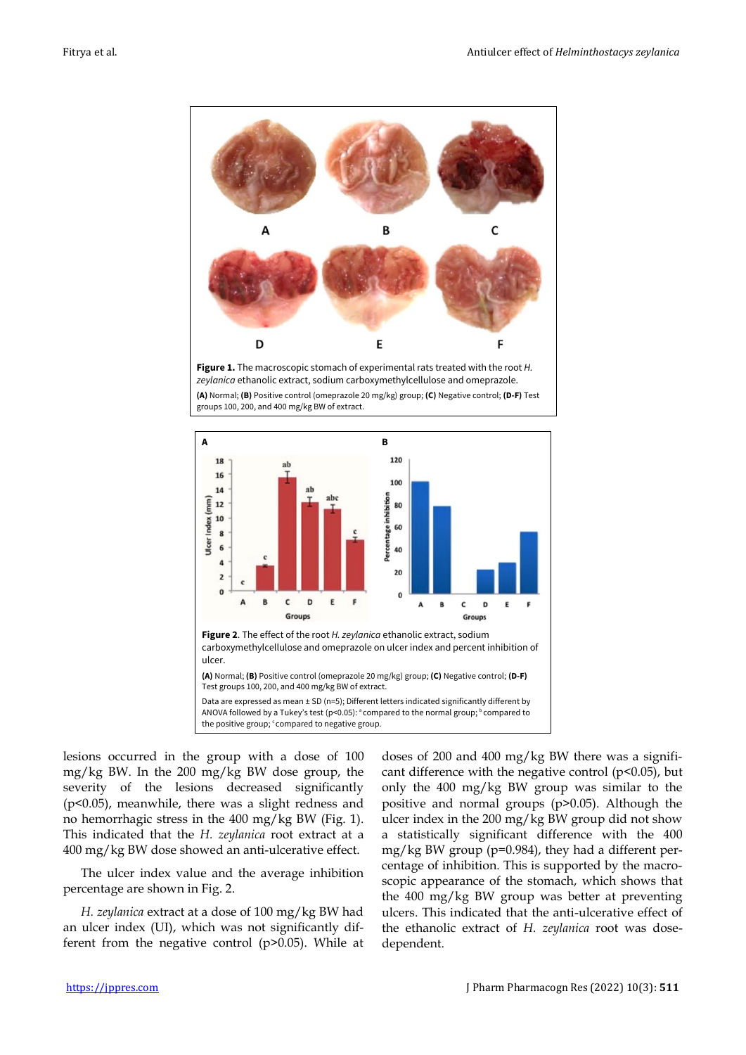**Figure 1.** The macroscopic stomach of experimental rats treated with the root *H. zeylanica* ethanolic extract, sodium carboxymethylcellulose and omeprazole.

**(A)** Normal; **(B)** Positive control (omeprazole 20 mg/kg) group; **(C)** Negative control; **(D-F)** Test groups 100, 200, and 400 mg/kg BW of extract.

**Figure 2**. The effect of the root *H. zeylanica* ethanolic extract, sodium carboxymethylcellulose and omeprazole on ulcer index and percent inhibition of ulcer.

**(A)** Normal; **(B)** Positive control (omeprazole 20 mg/kg) group; **(C)** Negative control; **(D-F)** Test groups 100, 200, and 400 mg/kg BW of extract.

Data are expressed as mean ± SD (n=5); Different letters indicated significantly different by ANOVA followed by a Tukey's test (p<0.05): [a] compared to the normal group; [b] compared to the positive group; [c] compared to negative group.

lesions occurred in the group with a dose of 100 mg/kg BW. In the 200 mg/kg BW dose group, the severity of the lesions decreased significantly (p<0.05), meanwhile, there was a slight redness and no hemorrhagic stress in the 400 mg/kg BW (Fig. 1). This indicated that the *H. zeylanica* root extract at a 400 mg/kg BW dose showed an anti-ulcerative effect.

The ulcer index value and the average inhibition percentage are shown in Fig. 2.

*H. zeylanica* extract at a dose of 100 mg/kg BW had an ulcer index (UI), which was not significantly different from the negative control (p>0.05). While at doses of 200 and 400 mg/kg BW there was a significant difference with the negative control (p<0.05), but only the 400 mg/kg BW group was similar to the positive and normal groups (p>0.05). Although the ulcer index in the 200 mg/kg BW group did not show a statistically significant difference with the 400 mg/kg BW group (p=0.984), they had a different percentage of inhibition. This is supported by the macroscopic appearance of the stomach, which shows that the 400 mg/kg BW group was better at preventing ulcers. This indicated that the anti-ulcerative effect of the ethanolic extract of *H. zeylanica* root was dose-dependent.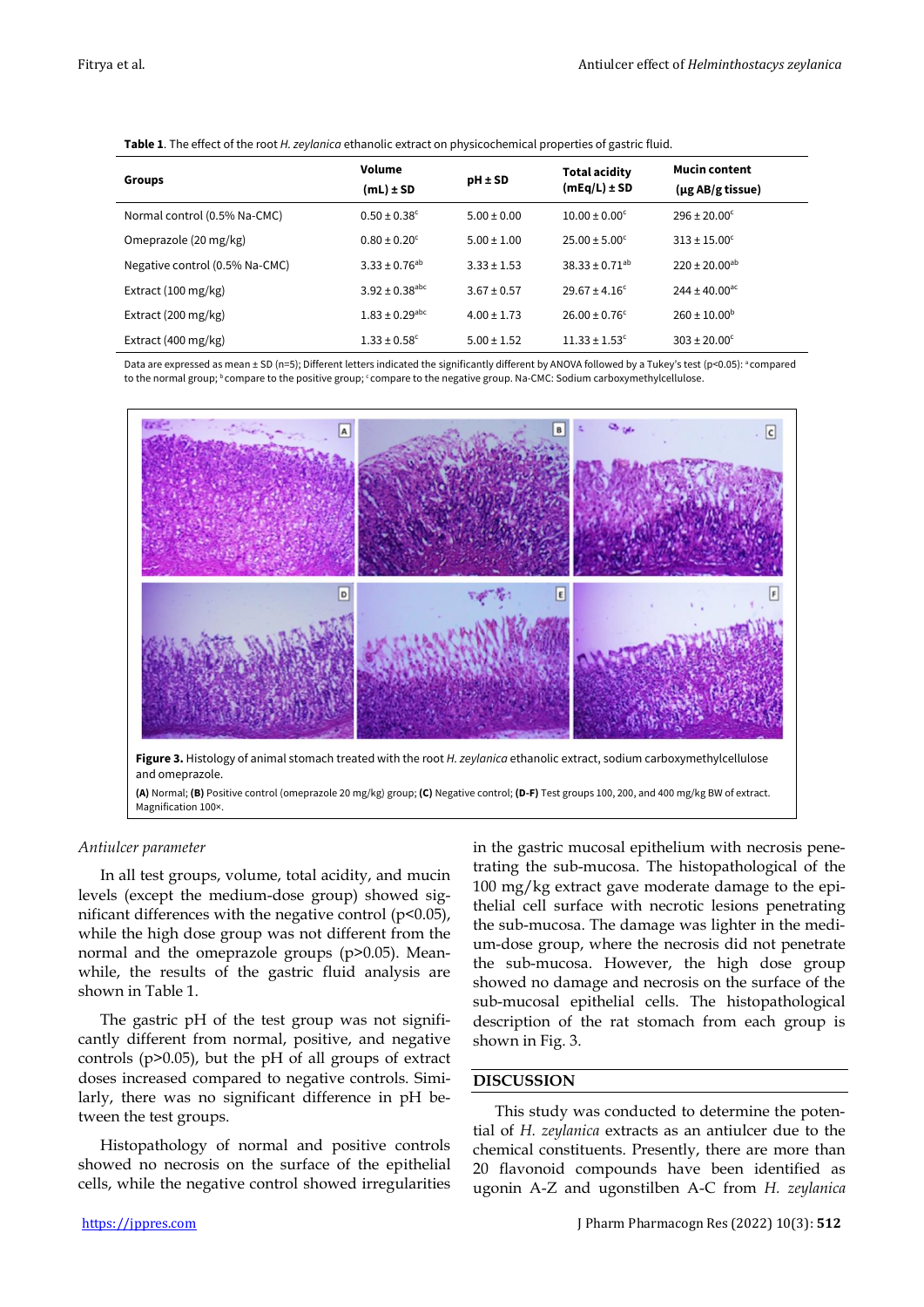**Table 1**. The effect of the root *H. zeylanica* ethanolic extract on physicochemical properties of gastric fluid.

| Groups | Volume (mL) ± SD | pH ± SD | Total acidity (mEq/L) ± SD | Mucin content (µg AB/g tissue) |
|---|---|---|---|---|
| Normal control (0.5% Na-CMC) | 0.50 ± 0.38[c] | 5.00 ± 0.00 | 10.00 ± 0.00[c] | 296 ± 20.00[c] |
| Omeprazole (20 mg/kg) | 0.80 ± 0.20[c] | 5.00 ± 1.00 | 25.00 ± 5.00[c] | 313 ± 15.00[c] |
| Negative control (0.5% Na-CMC) | 3.33 ± 0.76[ab] | 3.33 ± 1.53 | 38.33 ± 0.71[ab] | 220 ± 20.00[ab] |
| Extract (100 mg/kg) | 3.92 ± 0.38[abc] | 3.67 ± 0.57 | 29.67 ± 4.16[c] | 244 ± 40.00[ac] |
| Extract (200 mg/kg) | 1.83 ± 0.29[abc] | 4.00 ± 1.73 | 26.00 ± 0.76[c] | 260 ± 10.00[b] |
| Extract (400 mg/kg) | 1.33 ± 0.58[c] | 5.00 ± 1.52 | 11.33 ± 1.53[c] | 303 ± 20.00[c] |

Data are expressed as mean ± SD (n=5); Different letters indicated the significantly different by ANOVA followed by a Tukey's test (p<0.05): [a]compared to the normal group; [b]compare to the positive group; [c]compare to the negative group. Na-CMC: Sodium carboxymethylcellulose.

**Figure 3.** Histology of animal stomach treated with the root *H. zeylanica* ethanolic extract, sodium carboxymethylcellulose and omeprazole.

**(A)** Normal; **(B)** Positive control (omeprazole 20 mg/kg) group; **(C)** Negative control; **(D-F)** Test groups 100, 200, and 400 mg/kg BW of extract. Magnification 100×.

### *Antiulcer parameter*

In all test groups, volume, total acidity, and mucin levels (except the medium-dose group) showed significant differences with the negative control ($p<0.05$), while the high dose group was not different from the normal and the omeprazole groups ($p>0.05$). Meanwhile, the results of the gastric fluid analysis are shown in Table 1.

The gastric pH of the test group was not significantly different from normal, positive, and negative controls ($p>0.05$), but the pH of all groups of extract doses increased compared to negative controls. Similarly, there was no significant difference in pH between the test groups.

Histopathology of normal and positive controls showed no necrosis on the surface of the epithelial cells, while the negative control showed irregularities in the gastric mucosal epithelium with necrosis penetrating the sub-mucosa. The histopathological of the 100 mg/kg extract gave moderate damage to the epithelial cell surface with necrotic lesions penetrating the sub-mucosa. The damage was lighter in the medium-dose group, where the necrosis did not penetrate the sub-mucosa. However, the high dose group showed no damage and necrosis on the surface of the sub-mucosal epithelial cells. The histopathological description of the rat stomach from each group is shown in Fig. 3.

## DISCUSSION

This study was conducted to determine the potential of *H. zeylanica* extracts as an antiulcer due to the chemical constituents. Presently, there are more than 20 flavonoid compounds have been identified as ugonin A-Z and ugonstilben A-C from *H. zeylanica*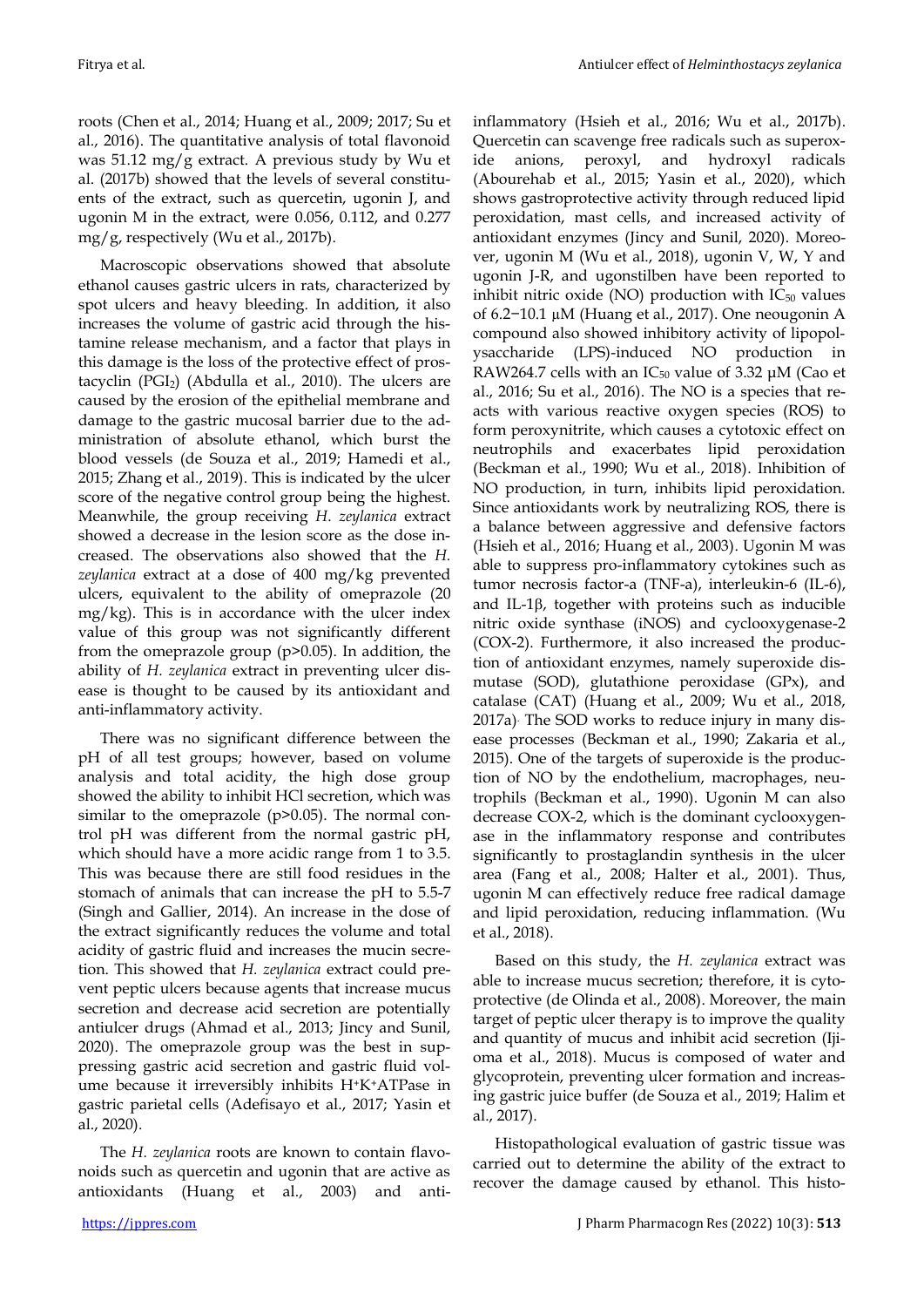roots (Chen et al., 2014; Huang et al., 2009; 2017; Su et al., 2016). The quantitative analysis of total flavonoid was 51.12 mg/g extract. A previous study by Wu et al. (2017b) showed that the levels of several constituents of the extract, such as quercetin, ugonin J, and ugonin M in the extract, were 0.056, 0.112, and 0.277 mg/g, respectively (Wu et al., 2017b).

Macroscopic observations showed that absolute ethanol causes gastric ulcers in rats, characterized by spot ulcers and heavy bleeding. In addition, it also increases the volume of gastric acid through the histamine release mechanism, and a factor that plays in this damage is the loss of the protective effect of prostacyclin ($PGI_2$) (Abdulla et al., 2010). The ulcers are caused by the erosion of the epithelial membrane and damage to the gastric mucosal barrier due to the administration of absolute ethanol, which burst the blood vessels (de Souza et al., 2019; Hamedi et al., 2015; Zhang et al., 2019). This is indicated by the ulcer score of the negative control group being the highest. Meanwhile, the group receiving *H. zeylanica* extract showed a decrease in the lesion score as the dose increased. The observations also showed that the *H. zeylanica* extract at a dose of 400 mg/kg prevented ulcers, equivalent to the ability of omeprazole (20 mg/kg). This is in accordance with the ulcer index value of this group was not significantly different from the omeprazole group ($p>0.05$). In addition, the ability of *H. zeylanica* extract in preventing ulcer disease is thought to be caused by its antioxidant and anti-inflammatory activity.

There was no significant difference between the pH of all test groups; however, based on volume analysis and total acidity, the high dose group showed the ability to inhibit HCl secretion, which was similar to the omeprazole ($p>0.05$). The normal control pH was different from the normal gastric pH, which should have a more acidic range from 1 to 3.5. This was because there are still food residues in the stomach of animals that can increase the pH to 5.5-7 (Singh and Gallier, 2014). An increase in the dose of the extract significantly reduces the volume and total acidity of gastric fluid and increases the mucin secretion. This showed that *H. zeylanica* extract could prevent peptic ulcers because agents that increase mucus secretion and decrease acid secretion are potentially antiulcer drugs (Ahmad et al., 2013; Jincy and Sunil, 2020). The omeprazole group was the best in suppressing gastric acid secretion and gastric fluid volume because it irreversibly inhibits $H^+K^+$ATPase in gastric parietal cells (Adefisayo et al., 2017; Yasin et al., 2020).

The *H. zeylanica* roots are known to contain flavonoids such as quercetin and ugonin that are active as antioxidants (Huang et al., 2003) and anti-inflammatory (Hsieh et al., 2016; Wu et al., 2017b). Quercetin can scavenge free radicals such as superoxide anions, peroxyl, and hydroxyl radicals (Abourehab et al., 2015; Yasin et al., 2020), which shows gastroprotective activity through reduced lipid peroxidation, mast cells, and increased activity of antioxidant enzymes (Jincy and Sunil, 2020). Moreover, ugonin M (Wu et al., 2018), ugonin V, W, Y and ugonin J-R, and ugonstilben have been reported to inhibit nitric oxide (NO) production with $IC_{50}$ values of 6.2−10.1 µM (Huang et al., 2017). One neougonin A compound also showed inhibitory activity of lipopolysaccharide (LPS)-induced NO production in RAW264.7 cells with an $IC_{50}$ value of 3.32 µM (Cao et al., 2016; Su et al., 2016). The NO is a species that reacts with various reactive oxygen species (ROS) to form peroxynitrite, which causes a cytotoxic effect on neutrophils and exacerbates lipid peroxidation (Beckman et al., 1990; Wu et al., 2018). Inhibition of NO production, in turn, inhibits lipid peroxidation. Since antioxidants work by neutralizing ROS, there is a balance between aggressive and defensive factors (Hsieh et al., 2016; Huang et al., 2003). Ugonin M was able to suppress pro-inflammatory cytokines such as tumor necrosis factor-a (TNF-a), interleukin-6 (IL-6), and IL-1β, together with proteins such as inducible nitric oxide synthase (iNOS) and cyclooxygenase-2 (COX-2). Furthermore, it also increased the production of antioxidant enzymes, namely superoxide dismutase (SOD), glutathione peroxidase (GPx), and catalase (CAT) (Huang et al., 2009; Wu et al., 2018, 2017a). The SOD works to reduce injury in many disease processes (Beckman et al., 1990; Zakaria et al., 2015). One of the targets of superoxide is the production of NO by the endothelium, macrophages, neutrophils (Beckman et al., 1990). Ugonin M can also decrease COX-2, which is the dominant cyclooxygenase in the inflammatory response and contributes significantly to prostaglandin synthesis in the ulcer area (Fang et al., 2008; Halter et al., 2001). Thus, ugonin M can effectively reduce free radical damage and lipid peroxidation, reducing inflammation. (Wu et al., 2018).

Based on this study, the *H. zeylanica* extract was able to increase mucus secretion; therefore, it is cytoprotective (de Olinda et al., 2008). Moreover, the main target of peptic ulcer therapy is to improve the quality and quantity of mucus and inhibit acid secretion (Ijioma et al., 2018). Mucus is composed of water and glycoprotein, preventing ulcer formation and increasing gastric juice buffer (de Souza et al., 2019; Halim et al., 2017).

Histopathological evaluation of gastric tissue was carried out to determine the ability of the extract to recover the damage caused by ethanol. This histo-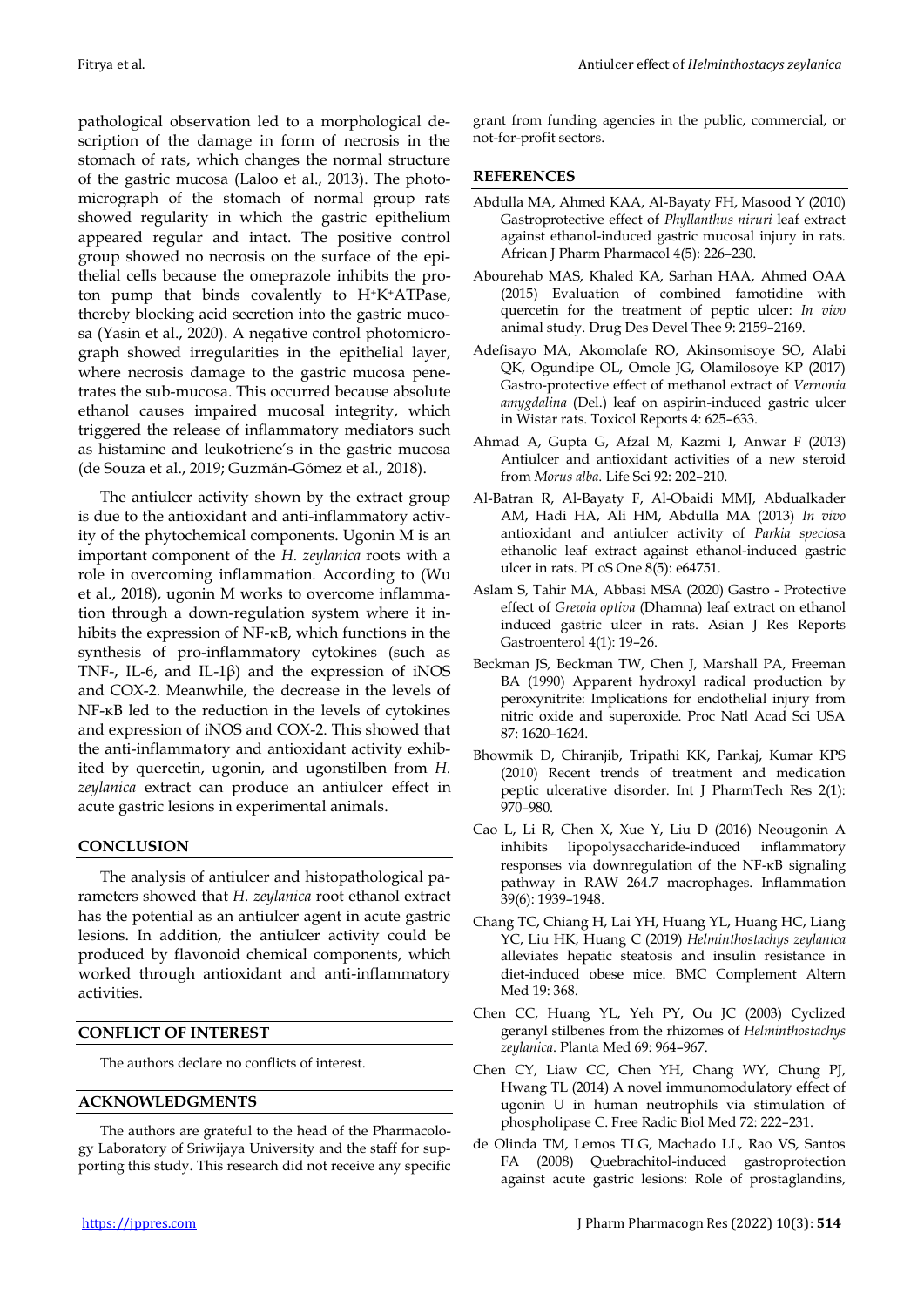pathological observation led to a morphological description of the damage in form of necrosis in the stomach of rats, which changes the normal structure of the gastric mucosa (Laloo et al., 2013). The photomicrograph of the stomach of normal group rats showed regularity in which the gastric epithelium appeared regular and intact. The positive control group showed no necrosis on the surface of the epithelial cells because the omeprazole inhibits the proton pump that binds covalently to $H^{+}K^{+}$ATPase, thereby blocking acid secretion into the gastric mucosa (Yasin et al., 2020). A negative control photomicrograph showed irregularities in the epithelial layer, where necrosis damage to the gastric mucosa penetrates the sub-mucosa. This occurred because absolute ethanol causes impaired mucosal integrity, which triggered the release of inflammatory mediators such as histamine and leukotriene's in the gastric mucosa (de Souza et al., 2019; Guzmán-Gómez et al., 2018).

The antiulcer activity shown by the extract group is due to the antioxidant and anti-inflammatory activity of the phytochemical components. Ugonin M is an important component of the *H. zeylanica* roots with a role in overcoming inflammation. According to (Wu et al., 2018), ugonin M works to overcome inflammation through a down-regulation system where it inhibits the expression of NF-κB, which functions in the synthesis of pro-inflammatory cytokines (such as TNF-, IL-6, and IL-1β) and the expression of iNOS and COX-2. Meanwhile, the decrease in the levels of NF-κB led to the reduction in the levels of cytokines and expression of iNOS and COX-2. This showed that the anti-inflammatory and antioxidant activity exhibited by quercetin, ugonin, and ugonstilben from *H. zeylanica* extract can produce an antiulcer effect in acute gastric lesions in experimental animals.

## CONCLUSION

The analysis of antiulcer and histopathological parameters showed that *H. zeylanica* root ethanol extract has the potential as an antiulcer agent in acute gastric lesions. In addition, the antiulcer activity could be produced by flavonoid chemical components, which worked through antioxidant and anti-inflammatory activities.

## CONFLICT OF INTEREST

The authors declare no conflicts of interest.

## ACKNOWLEDGMENTS

The authors are grateful to the head of the Pharmacology Laboratory of Sriwijaya University and the staff for supporting this study. This research did not receive any specific grant from funding agencies in the public, commercial, or not-for-profit sectors.

## REFERENCES

Abdulla MA, Ahmed KAA, Al-Bayaty FH, Masood Y (2010) Gastroprotective effect of *Phyllanthus niruri* leaf extract against ethanol-induced gastric mucosal injury in rats. African J Pharm Pharmacol 4(5): 226–230.

Abourehab MAS, Khaled KA, Sarhan HAA, Ahmed OAA (2015) Evaluation of combined famotidine with quercetin for the treatment of peptic ulcer: *In vivo* animal study. Drug Des Devel Thee 9: 2159–2169.

Adefisayo MA, Akomolafe RO, Akinsomisoye SO, Alabi QK, Ogundipe OL, Omole JG, Olamilosoye KP (2017) Gastro-protective effect of methanol extract of *Vernonia amygdalina* (Del.) leaf on aspirin-induced gastric ulcer in Wistar rats. Toxicol Reports 4: 625–633.

Ahmad A, Gupta G, Afzal M, Kazmi I, Anwar F (2013) Antiulcer and antioxidant activities of a new steroid from *Morus alba*. Life Sci 92: 202–210.

Al-Batran R, Al-Bayaty F, Al-Obaidi MMJ, Abdualkader AM, Hadi HA, Ali HM, Abdulla MA (2013) *In vivo* antioxidant and antiulcer activity of *Parkia speciosa* ethanolic leaf extract against ethanol-induced gastric ulcer in rats. PLoS One 8(5): e64751.

Aslam S, Tahir MA, Abbasi MSA (2020) Gastro - Protective effect of *Grewia optiva* (Dhamna) leaf extract on ethanol induced gastric ulcer in rats. Asian J Res Reports Gastroenterol 4(1): 19–26.

Beckman JS, Beckman TW, Chen J, Marshall PA, Freeman BA (1990) Apparent hydroxyl radical production by peroxynitrite: Implications for endothelial injury from nitric oxide and superoxide. Proc Natl Acad Sci USA 87: 1620–1624.

Bhowmik D, Chiranjib, Tripathi KK, Pankaj, Kumar KPS (2010) Recent trends of treatment and medication peptic ulcerative disorder. Int J PharmTech Res 2(1): 970–980.

Cao L, Li R, Chen X, Xue Y, Liu D (2016) Neougonin A inhibits lipopolysaccharide-induced inflammatory responses via downregulation of the NF-κB signaling pathway in RAW 264.7 macrophages. Inflammation 39(6): 1939–1948.

Chang TC, Chiang H, Lai YH, Huang YL, Huang HC, Liang YC, Liu HK, Huang C (2019) *Helminthostachys zeylanica* alleviates hepatic steatosis and insulin resistance in diet-induced obese mice. BMC Complement Altern Med 19: 368.

Chen CC, Huang YL, Yeh PY, Ou JC (2003) Cyclized geranyl stilbenes from the rhizomes of *Helminthostachys zeylanica*. Planta Med 69: 964–967.

Chen CY, Liaw CC, Chen YH, Chang WY, Chung PJ, Hwang TL (2014) A novel immunomodulatory effect of ugonin U in human neutrophils via stimulation of phospholipase C. Free Radic Biol Med 72: 222–231.

de Olinda TM, Lemos TLG, Machado LL, Rao VS, Santos FA (2008) Quebrachitol-induced gastroprotection against acute gastric lesions: Role of prostaglandins,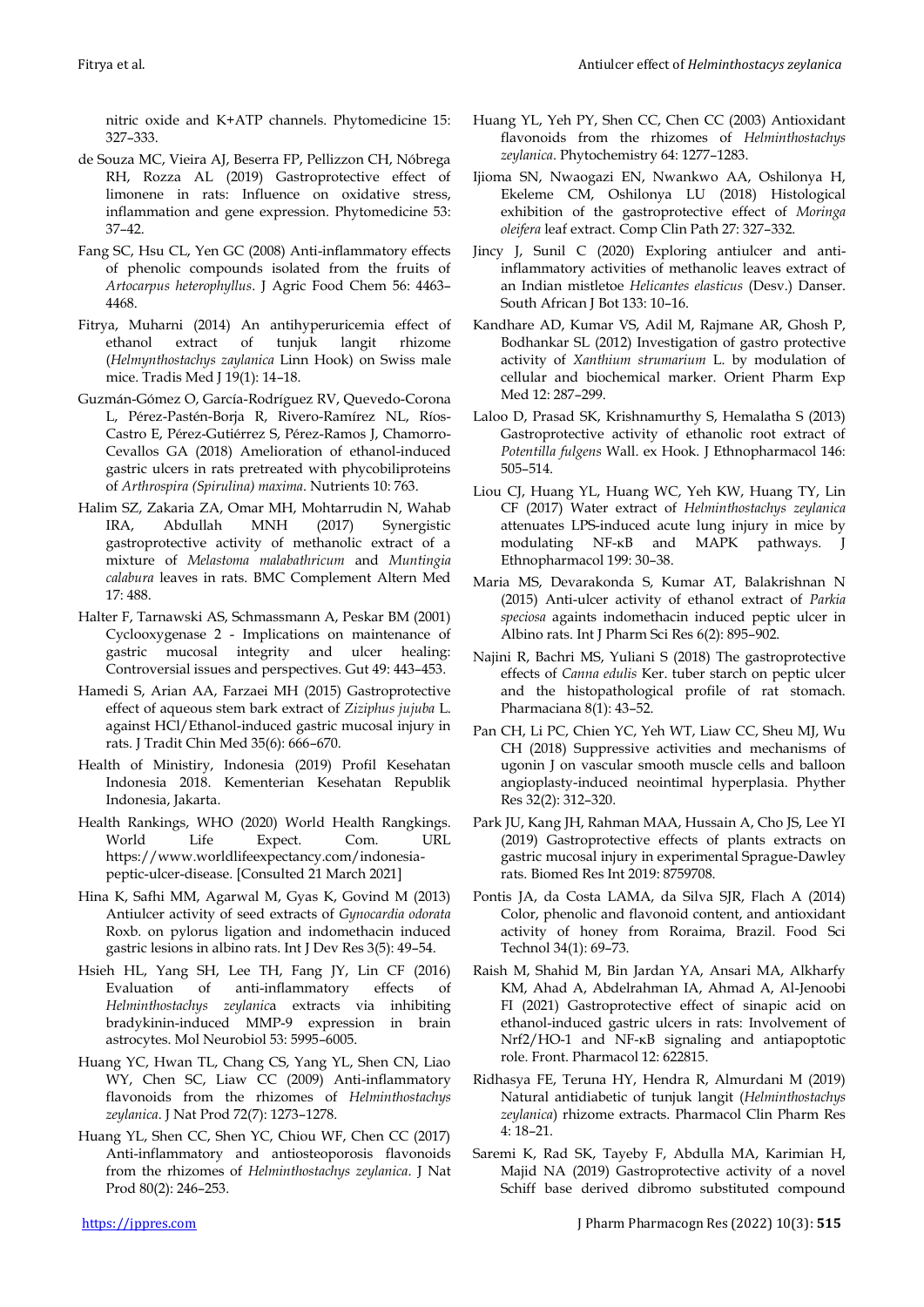nitric oxide and K+ATP channels. Phytomedicine 15: 327–333.

de Souza MC, Vieira AJ, Beserra FP, Pellizzon CH, Nóbrega RH, Rozza AL (2019) Gastroprotective effect of limonene in rats: Influence on oxidative stress, inflammation and gene expression. Phytomedicine 53: 37–42.

Fang SC, Hsu CL, Yen GC (2008) Anti-inflammatory effects of phenolic compounds isolated from the fruits of *Artocarpus heterophyllus*. J Agric Food Chem 56: 4463–4468.

Fitrya, Muharni (2014) An antihyperuricemia effect of ethanol extract of tunjuk langit rhizome (*Helmynthostachys zaylanica* Linn Hook) on Swiss male mice. Tradis Med J 19(1): 14–18.

Guzmán-Gómez O, García-Rodríguez RV, Quevedo-Corona L, Pérez-Pastén-Borja R, Rivero-Ramírez NL, Ríos-Castro E, Pérez-Gutiérrez S, Pérez-Ramos J, Chamorro-Cevallos GA (2018) Amelioration of ethanol-induced gastric ulcers in rats pretreated with phycobiliproteins of *Arthrospira (Spirulina) maxima*. Nutrients 10: 763.

Halim SZ, Zakaria ZA, Omar MH, Mohtarrudin N, Wahab IRA, Abdullah MNH (2017) Synergistic gastroprotective activity of methanolic extract of a mixture of *Melastoma malabathricum* and *Muntingia calabura* leaves in rats. BMC Complement Altern Med 17: 488.

Halter F, Tarnawski AS, Schmassmann A, Peskar BM (2001) Cyclooxygenase 2 - Implications on maintenance of gastric mucosal integrity and ulcer healing: Controversial issues and perspectives. Gut 49: 443–453.

Hamedi S, Arian AA, Farzaei MH (2015) Gastroprotective effect of aqueous stem bark extract of *Ziziphus jujuba* L. against HCl/Ethanol-induced gastric mucosal injury in rats. J Tradit Chin Med 35(6): 666–670.

Health of Ministiry, Indonesia (2019) Profil Kesehatan Indonesia 2018. Kementerian Kesehatan Republik Indonesia, Jakarta.

Health Rankings, WHO (2020) World Health Rangkings. World Life Expect. Com. URL https://www.worldlifeexpectancy.com/indonesia-peptic-ulcer-disease. [Consulted 21 March 2021]

Hina K, Safhi MM, Agarwal M, Gyas K, Govind M (2013) Antiulcer activity of seed extracts of *Gynocardia odorata* Roxb. on pylorus ligation and indomethacin induced gastric lesions in albino rats. Int J Dev Res 3(5): 49–54.

Hsieh HL, Yang SH, Lee TH, Fang JY, Lin CF (2016) Evaluation of anti-inflammatory effects of *Helminthostachys zeylanica* extracts via inhibiting bradykinin-induced MMP-9 expression in brain astrocytes. Mol Neurobiol 53: 5995–6005.

Huang YC, Hwan TL, Chang CS, Yang YL, Shen CN, Liao WY, Chen SC, Liaw CC (2009) Anti-inflammatory flavonoids from the rhizomes of *Helminthostachys zeylanica*. J Nat Prod 72(7): 1273–1278.

Huang YL, Shen CC, Shen YC, Chiou WF, Chen CC (2017) Anti-inflammatory and antiosteoporosis flavonoids from the rhizomes of *Helminthostachys zeylanica*. J Nat Prod 80(2): 246–253.

Huang YL, Yeh PY, Shen CC, Chen CC (2003) Antioxidant flavonoids from the rhizomes of *Helminthostachys zeylanica*. Phytochemistry 64: 1277–1283.

Ijioma SN, Nwaogazi EN, Nwankwo AA, Oshilonya H, Ekeleme CM, Oshilonya LU (2018) Histological exhibition of the gastroprotective effect of *Moringa oleifera* leaf extract. Comp Clin Path 27: 327–332.

Jincy J, Sunil C (2020) Exploring antiulcer and anti-inflammatory activities of methanolic leaves extract of an Indian mistletoe *Helicantes elasticus* (Desv.) Danser. South African J Bot 133: 10–16.

Kandhare AD, Kumar VS, Adil M, Rajmane AR, Ghosh P, Bodhankar SL (2012) Investigation of gastro protective activity of *Xanthium strumarium* L. by modulation of cellular and biochemical marker. Orient Pharm Exp Med 12: 287–299.

Laloo D, Prasad SK, Krishnamurthy S, Hemalatha S (2013) Gastroprotective activity of ethanolic root extract of *Potentilla fulgens* Wall. ex Hook. J Ethnopharmacol 146: 505–514.

Liou CJ, Huang YL, Huang WC, Yeh KW, Huang TY, Lin CF (2017) Water extract of *Helminthostachys zeylanica* attenuates LPS-induced acute lung injury in mice by modulating NF-κB and MAPK pathways. J Ethnopharmacol 199: 30–38.

Maria MS, Devarakonda S, Kumar AT, Balakrishnan N (2015) Anti-ulcer activity of ethanol extract of *Parkia speciosa* againts indomethacin induced peptic ulcer in Albino rats. Int J Pharm Sci Res 6(2): 895–902.

Najini R, Bachri MS, Yuliani S (2018) The gastroprotective effects of *Canna edulis* Ker. tuber starch on peptic ulcer and the histopathological profile of rat stomach. Pharmaciana 8(1): 43–52.

Pan CH, Li PC, Chien YC, Yeh WT, Liaw CC, Sheu MJ, Wu CH (2018) Suppressive activities and mechanisms of ugonin J on vascular smooth muscle cells and balloon angioplasty-induced neointimal hyperplasia. Phyther Res 32(2): 312–320.

Park JU, Kang JH, Rahman MAA, Hussain A, Cho JS, Lee YI (2019) Gastroprotective effects of plants extracts on gastric mucosal injury in experimental Sprague-Dawley rats. Biomed Res Int 2019: 8759708.

Pontis JA, da Costa LAMA, da Silva SJR, Flach A (2014) Color, phenolic and flavonoid content, and antioxidant activity of honey from Roraima, Brazil. Food Sci Technol 34(1): 69–73.

Raish M, Shahid M, Bin Jardan YA, Ansari MA, Alkharfy KM, Ahad A, Abdelrahman IA, Ahmad A, Al-Jenoobi FI (2021) Gastroprotective effect of sinapic acid on ethanol-induced gastric ulcers in rats: Involvement of Nrf2/HO-1 and NF-κB signaling and antiapoptotic role. Front. Pharmacol 12: 622815.

Ridhasya FE, Teruna HY, Hendra R, Almurdani M (2019) Natural antidiabetic of tunjuk langit (*Helminthostachys zeylanica*) rhizome extracts. Pharmacol Clin Pharm Res 4: 18–21.

Saremi K, Rad SK, Tayeby F, Abdulla MA, Karimian H, Majid NA (2019) Gastroprotective activity of a novel Schiff base derived dibromo substituted compound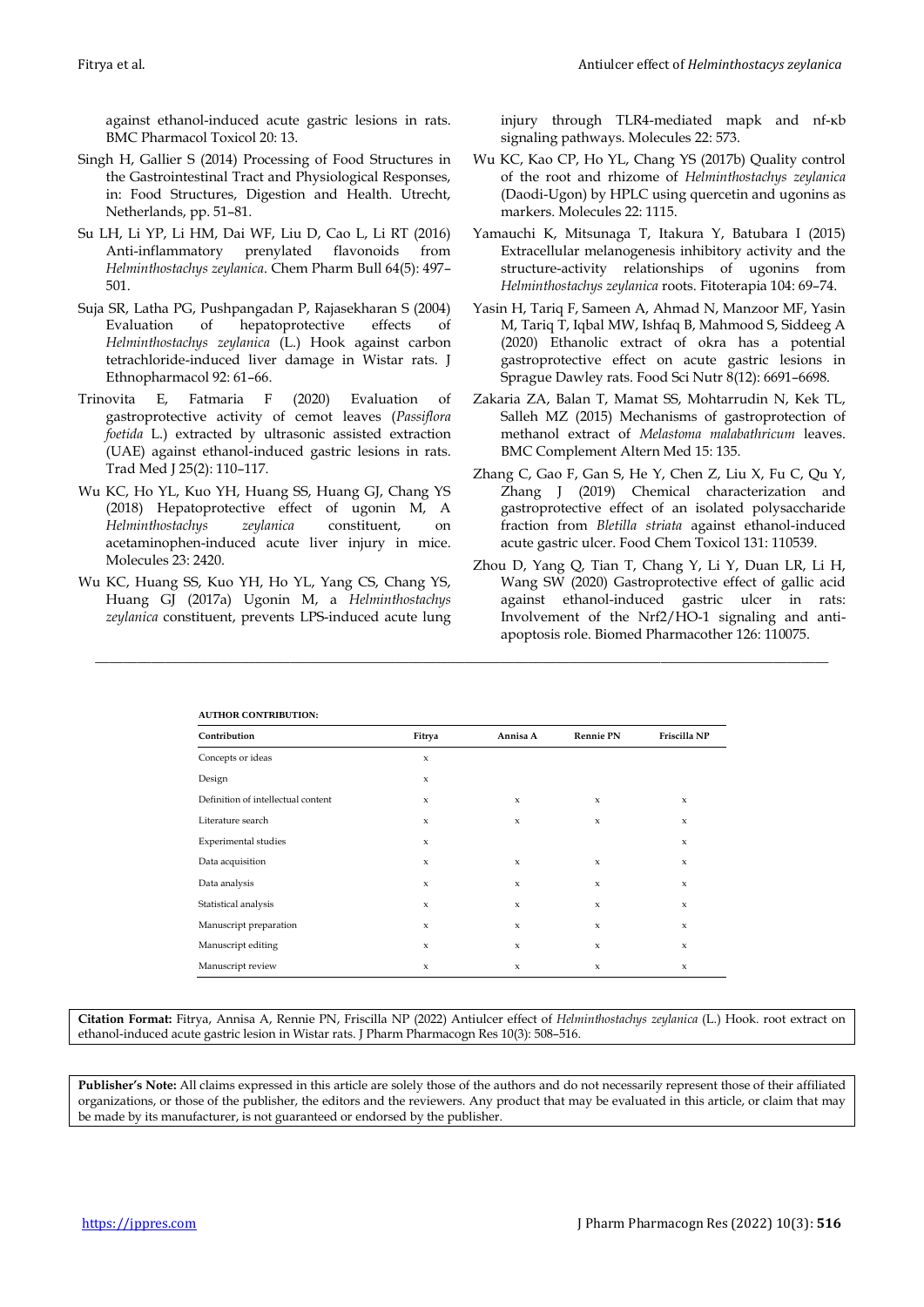against ethanol-induced acute gastric lesions in rats. BMC Pharmacol Toxicol 20: 13.

Singh H, Gallier S (2014) Processing of Food Structures in the Gastrointestinal Tract and Physiological Responses, in: Food Structures, Digestion and Health. Utrecht, Netherlands, pp. 51–81.

Su LH, Li YP, Li HM, Dai WF, Liu D, Cao L, Li RT (2016) Anti-inflammatory prenylated flavonoids from *Helminthostachys zeylanica*. Chem Pharm Bull 64(5): 497–501.

Suja SR, Latha PG, Pushpangadan P, Rajasekharan S (2004) Evaluation of hepatoprotective effects of *Helminthostachys zeylanica* (L.) Hook against carbon tetrachloride-induced liver damage in Wistar rats. J Ethnopharmacol 92: 61–66.

Trinovita E, Fatmaria F (2020) Evaluation of gastroprotective activity of cemot leaves (*Passiflora foetida* L.) extracted by ultrasonic assisted extraction (UAE) against ethanol-induced gastric lesions in rats. Trad Med J 25(2): 110–117.

Wu KC, Ho YL, Kuo YH, Huang SS, Huang GJ, Chang YS (2018) Hepatoprotective effect of ugonin M, A *Helminthostachys zeylanica* constituent, on acetaminophen-induced acute liver injury in mice. Molecules 23: 2420.

Wu KC, Huang SS, Kuo YH, Ho YL, Yang CS, Chang YS, Huang GJ (2017a) Ugonin M, a *Helminthostachys zeylanica* constituent, prevents LPS-induced acute lung injury through TLR4-mediated mapk and nf-κb signaling pathways. Molecules 22: 573.

Wu KC, Kao CP, Ho YL, Chang YS (2017b) Quality control of the root and rhizome of *Helminthostachys zeylanica* (Daodi-Ugon) by HPLC using quercetin and ugonins as markers. Molecules 22: 1115.

Yamauchi K, Mitsunaga T, Itakura Y, Batubara I (2015) Extracellular melanogenesis inhibitory activity and the structure-activity relationships of ugonins from *Helminthostachys zeylanica* roots. Fitoterapia 104: 69–74.

Yasin H, Tariq F, Sameen A, Ahmad N, Manzoor MF, Yasin M, Tariq T, Iqbal MW, Ishfaq B, Mahmood S, Siddeeg A (2020) Ethanolic extract of okra has a potential gastroprotective effect on acute gastric lesions in Sprague Dawley rats. Food Sci Nutr 8(12): 6691–6698.

Zakaria ZA, Balan T, Mamat SS, Mohtarrudin N, Kek TL, Salleh MZ (2015) Mechanisms of gastroprotection of methanol extract of *Melastoma malabathricum* leaves. BMC Complement Altern Med 15: 135.

Zhang C, Gao F, Gan S, He Y, Chen Z, Liu X, Fu C, Qu Y, Zhang J (2019) Chemical characterization and gastroprotective effect of an isolated polysaccharide fraction from *Bletilla striata* against ethanol-induced acute gastric ulcer. Food Chem Toxicol 131: 110539.

Zhou D, Yang Q, Tian T, Chang Y, Li Y, Duan LR, Li H, Wang SW (2020) Gastroprotective effect of gallic acid against ethanol-induced gastric ulcer in rats: Involvement of the Nrf2/HO-1 signaling and anti-apoptosis role. Biomed Pharmacother 126: 110075.

**AUTHOR CONTRIBUTION:**

| Contribution | Fitrya | Annisa A | Rennie PN | Friscilla NP |
|---|---|---|---|---|
| Concepts or ideas | x | | | |
| Design | x | | | |
| Definition of intellectual content | x | x | x | x |
| Literature search | x | x | x | x |
| Experimental studies | x | | | x |
| Data acquisition | x | x | x | x |
| Data analysis | x | x | x | x |
| Statistical analysis | x | x | x | x |
| Manuscript preparation | x | x | x | x |
| Manuscript editing | x | x | x | x |
| Manuscript review | x | x | x | x |

**Citation Format:** Fitrya, Annisa A, Rennie PN, Friscilla NP (2022) Antiulcer effect of *Helminthostachys zeylanica* (L.) Hook. root extract on ethanol-induced acute gastric lesion in Wistar rats. J Pharm Pharmacogn Res 10(3): 508–516.

**Publisher's Note:** All claims expressed in this article are solely those of the authors and do not necessarily represent those of their affiliated organizations, or those of the publisher, the editors and the reviewers. Any product that may be evaluated in this article, or claim that may be made by its manufacturer, is not guaranteed or endorsed by the publisher.